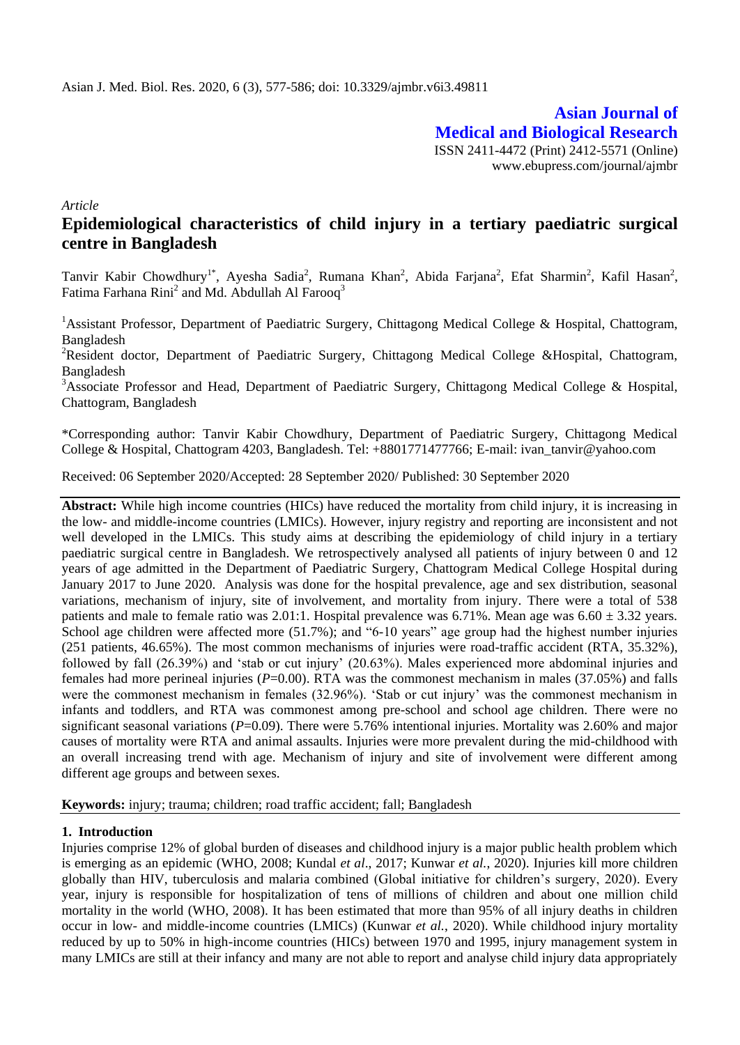**Asian Journal of Medical and Biological Research**

ISSN 2411-4472 (Print) 2412-5571 (Online)
www.ebupress.com/journal/ajmbr

*Article*

# Epidemiological characteristics of child injury in a tertiary paediatric surgical centre in Bangladesh

Tanvir Kabir Chowdhury[1*], Ayesha Sadia[2], Rumana Khan[2], Abida Farjana[2], Efat Sharmin[2], Kafil Hasan[2], Fatima Farhana Rini[2] and Md. Abdullah Al Farooq[3]

[1]Assistant Professor, Department of Paediatric Surgery, Chittagong Medical College & Hospital, Chattogram, Bangladesh

[2]Resident doctor, Department of Paediatric Surgery, Chittagong Medical College &Hospital, Chattogram, Bangladesh

[3]Associate Professor and Head, Department of Paediatric Surgery, Chittagong Medical College & Hospital, Chattogram, Bangladesh

*Corresponding author: Tanvir Kabir Chowdhury, Department of Paediatric Surgery, Chittagong Medical College & Hospital, Chattogram 4203, Bangladesh. Tel: +8801771477766; E-mail: ivan_tanvir@yahoo.com

Received: 06 September 2020/Accepted: 28 September 2020/ Published: 30 September 2020

**Abstract:** While high income countries (HICs) have reduced the mortality from child injury, it is increasing in the low- and middle-income countries (LMICs). However, injury registry and reporting are inconsistent and not well developed in the LMICs. This study aims at describing the epidemiology of child injury in a tertiary paediatric surgical centre in Bangladesh. We retrospectively analysed all patients of injury between 0 and 12 years of age admitted in the Department of Paediatric Surgery, Chattogram Medical College Hospital during January 2017 to June 2020. Analysis was done for the hospital prevalence, age and sex distribution, seasonal variations, mechanism of injury, site of involvement, and mortality from injury. There were a total of 538 patients and male to female ratio was 2.01:1. Hospital prevalence was 6.71%. Mean age was 6.60 ± 3.32 years. School age children were affected more (51.7%); and "6-10 years" age group had the highest number injuries (251 patients, 46.65%). The most common mechanisms of injuries were road-traffic accident (RTA, 35.32%), followed by fall (26.39%) and 'stab or cut injury' (20.63%). Males experienced more abdominal injuries and females had more perineal injuries ($P$=0.00). RTA was the commonest mechanism in males (37.05%) and falls were the commonest mechanism in females (32.96%). 'Stab or cut injury' was the commonest mechanism in infants and toddlers, and RTA was commonest among pre-school and school age children. There were no significant seasonal variations ($P$=0.09). There were 5.76% intentional injuries. Mortality was 2.60% and major causes of mortality were RTA and animal assaults. Injuries were more prevalent during the mid-childhood with an overall increasing trend with age. Mechanism of injury and site of involvement were different among different age groups and between sexes.

**Keywords:** injury; trauma; children; road traffic accident; fall; Bangladesh

## 1. Introduction

Injuries comprise 12% of global burden of diseases and childhood injury is a major public health problem which is emerging as an epidemic (WHO, 2008; Kundal *et al*., 2017; Kunwar *et al.*, 2020). Injuries kill more children globally than HIV, tuberculosis and malaria combined (Global initiative for children's surgery, 2020). Every year, injury is responsible for hospitalization of tens of millions of children and about one million child mortality in the world (WHO, 2008). It has been estimated that more than 95% of all injury deaths in children occur in low- and middle-income countries (LMICs) (Kunwar *et al.*, 2020). While childhood injury mortality reduced by up to 50% in high-income countries (HICs) between 1970 and 1995, injury management system in many LMICs are still at their infancy and many are not able to report and analyse child injury data appropriately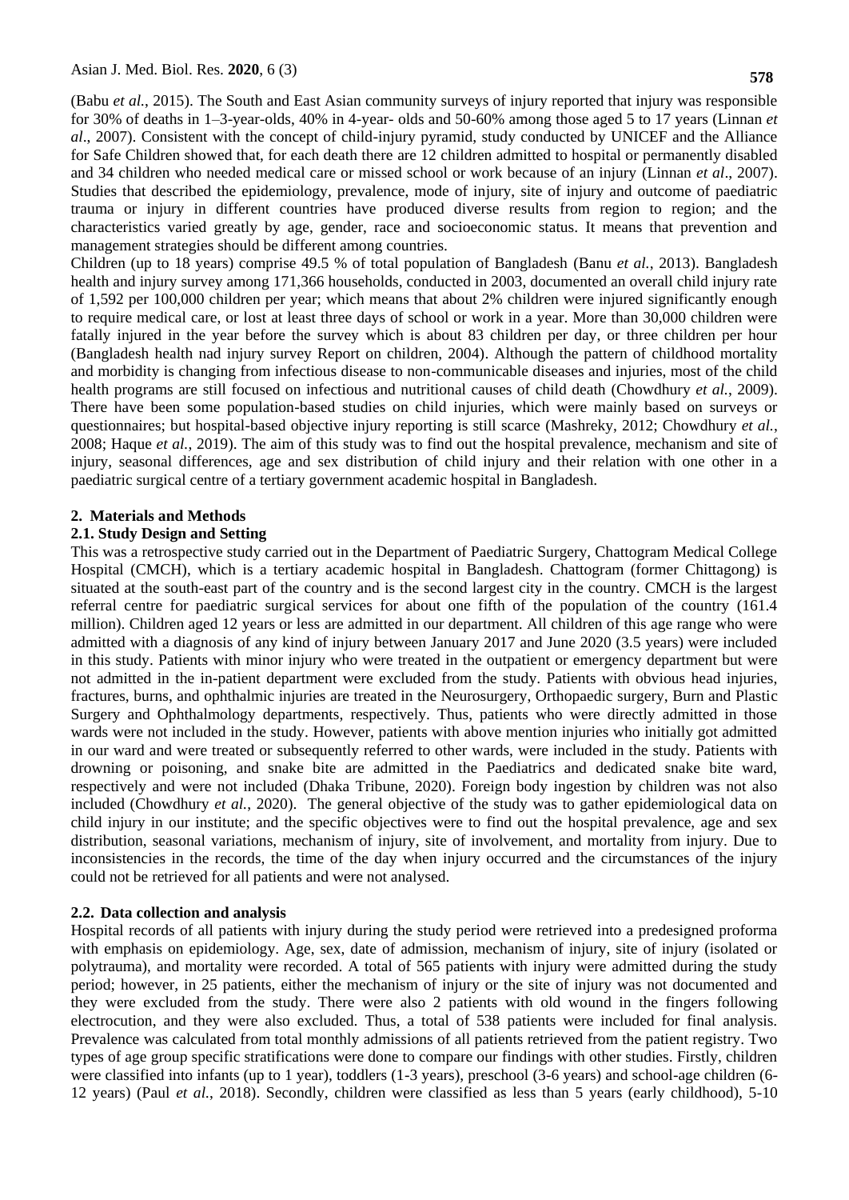(Babu *et al.*, 2015). The South and East Asian community surveys of injury reported that injury was responsible for 30% of deaths in 1–3-year-olds, 40% in 4-year- olds and 50-60% among those aged 5 to 17 years (Linnan *et al*., 2007). Consistent with the concept of child-injury pyramid, study conducted by UNICEF and the Alliance for Safe Children showed that, for each death there are 12 children admitted to hospital or permanently disabled and 34 children who needed medical care or missed school or work because of an injury (Linnan *et al*., 2007). Studies that described the epidemiology, prevalence, mode of injury, site of injury and outcome of paediatric trauma or injury in different countries have produced diverse results from region to region; and the characteristics varied greatly by age, gender, race and socioeconomic status. It means that prevention and management strategies should be different among countries.

Children (up to 18 years) comprise 49.5 % of total population of Bangladesh (Banu *et al.*, 2013). Bangladesh health and injury survey among 171,366 households, conducted in 2003, documented an overall child injury rate of 1,592 per 100,000 children per year; which means that about 2% children were injured significantly enough to require medical care, or lost at least three days of school or work in a year. More than 30,000 children were fatally injured in the year before the survey which is about 83 children per day, or three children per hour (Bangladesh health nad injury survey Report on children, 2004). Although the pattern of childhood mortality and morbidity is changing from infectious disease to non-communicable diseases and injuries, most of the child health programs are still focused on infectious and nutritional causes of child death (Chowdhury *et al.*, 2009). There have been some population-based studies on child injuries, which were mainly based on surveys or questionnaires; but hospital-based objective injury reporting is still scarce (Mashreky, 2012; Chowdhury *et al.*, 2008; Haque *et al.*, 2019). The aim of this study was to find out the hospital prevalence, mechanism and site of injury, seasonal differences, age and sex distribution of child injury and their relation with one other in a paediatric surgical centre of a tertiary government academic hospital in Bangladesh.

## 2. Materials and Methods

### 2.1. Study Design and Setting

This was a retrospective study carried out in the Department of Paediatric Surgery, Chattogram Medical College Hospital (CMCH), which is a tertiary academic hospital in Bangladesh. Chattogram (former Chittagong) is situated at the south-east part of the country and is the second largest city in the country. CMCH is the largest referral centre for paediatric surgical services for about one fifth of the population of the country (161.4 million). Children aged 12 years or less are admitted in our department. All children of this age range who were admitted with a diagnosis of any kind of injury between January 2017 and June 2020 (3.5 years) were included in this study. Patients with minor injury who were treated in the outpatient or emergency department but were not admitted in the in-patient department were excluded from the study. Patients with obvious head injuries, fractures, burns, and ophthalmic injuries are treated in the Neurosurgery, Orthopaedic surgery, Burn and Plastic Surgery and Ophthalmology departments, respectively. Thus, patients who were directly admitted in those wards were not included in the study. However, patients with above mention injuries who initially got admitted in our ward and were treated or subsequently referred to other wards, were included in the study. Patients with drowning or poisoning, and snake bite are admitted in the Paediatrics and dedicated snake bite ward, respectively and were not included (Dhaka Tribune, 2020). Foreign body ingestion by children was not also included (Chowdhury *et al.*, 2020). The general objective of the study was to gather epidemiological data on child injury in our institute; and the specific objectives were to find out the hospital prevalence, age and sex distribution, seasonal variations, mechanism of injury, site of involvement, and mortality from injury. Due to inconsistencies in the records, the time of the day when injury occurred and the circumstances of the injury could not be retrieved for all patients and were not analysed.

### 2.2. Data collection and analysis

Hospital records of all patients with injury during the study period were retrieved into a predesigned proforma with emphasis on epidemiology. Age, sex, date of admission, mechanism of injury, site of injury (isolated or polytrauma), and mortality were recorded. A total of 565 patients with injury were admitted during the study period; however, in 25 patients, either the mechanism of injury or the site of injury was not documented and they were excluded from the study. There were also 2 patients with old wound in the fingers following electrocution, and they were also excluded. Thus, a total of 538 patients were included for final analysis. Prevalence was calculated from total monthly admissions of all patients retrieved from the patient registry. Two types of age group specific stratifications were done to compare our findings with other studies. Firstly, children were classified into infants (up to 1 year), toddlers (1-3 years), preschool (3-6 years) and school-age children (6-12 years) (Paul *et al.*, 2018). Secondly, children were classified as less than 5 years (early childhood), 5-10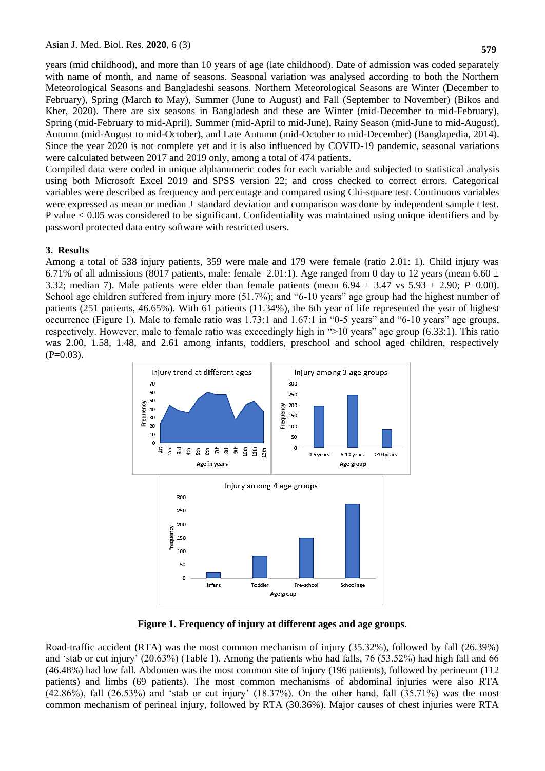years (mid childhood), and more than 10 years of age (late childhood). Date of admission was coded separately with name of month, and name of seasons. Seasonal variation was analysed according to both the Northern Meteorological Seasons and Bangladeshi seasons. Northern Meteorological Seasons are Winter (December to February), Spring (March to May), Summer (June to August) and Fall (September to November) (Bikos and Kher, 2020). There are six seasons in Bangladesh and these are Winter (mid-December to mid-February), Spring (mid-February to mid-April), Summer (mid-April to mid-June), Rainy Season (mid-June to mid-August), Autumn (mid-August to mid-October), and Late Autumn (mid-October to mid-December) (Banglapedia, 2014). Since the year 2020 is not complete yet and it is also influenced by COVID-19 pandemic, seasonal variations were calculated between 2017 and 2019 only, among a total of 474 patients.

Compiled data were coded in unique alphanumeric codes for each variable and subjected to statistical analysis using both Microsoft Excel 2019 and SPSS version 22; and cross checked to correct errors. Categorical variables were described as frequency and percentage and compared using Chi-square test. Continuous variables were expressed as mean or median ± standard deviation and comparison was done by independent sample t test. P value < 0.05 was considered to be significant. Confidentiality was maintained using unique identifiers and by password protected data entry software with restricted users.

## 3. Results

Among a total of 538 injury patients, 359 were male and 179 were female (ratio 2.01: 1). Child injury was 6.71% of all admissions (8017 patients, male: female=2.01:1). Age ranged from 0 day to 12 years (mean 6.60 ± 3.32; median 7). Male patients were elder than female patients (mean 6.94 ± 3.47 vs 5.93 ± 2.90; *P*=0.00). School age children suffered from injury more (51.7%); and "6-10 years" age group had the highest number of patients (251 patients, 46.65%). With 61 patients (11.34%), the 6th year of life represented the year of highest occurrence (Figure 1). Male to female ratio was 1.73:1 and 1.67:1 in "0-5 years" and "6-10 years" age groups, respectively. However, male to female ratio was exceedingly high in ">10 years" age group (6.33:1). This ratio was 2.00, 1.58, 1.48, and 2.61 among infants, toddlers, preschool and school aged children, respectively (P=0.03).

**Figure 1. Frequency of injury at different ages and age groups.**

Road-traffic accident (RTA) was the most common mechanism of injury (35.32%), followed by fall (26.39%) and 'stab or cut injury' (20.63%) (Table 1). Among the patients who had falls, 76 (53.52%) had high fall and 66 (46.48%) had low fall. Abdomen was the most common site of injury (196 patients), followed by perineum (112 patients) and limbs (69 patients). The most common mechanisms of abdominal injuries were also RTA (42.86%), fall (26.53%) and 'stab or cut injury' (18.37%). On the other hand, fall (35.71%) was the most common mechanism of perineal injury, followed by RTA (30.36%). Major causes of chest injuries were RTA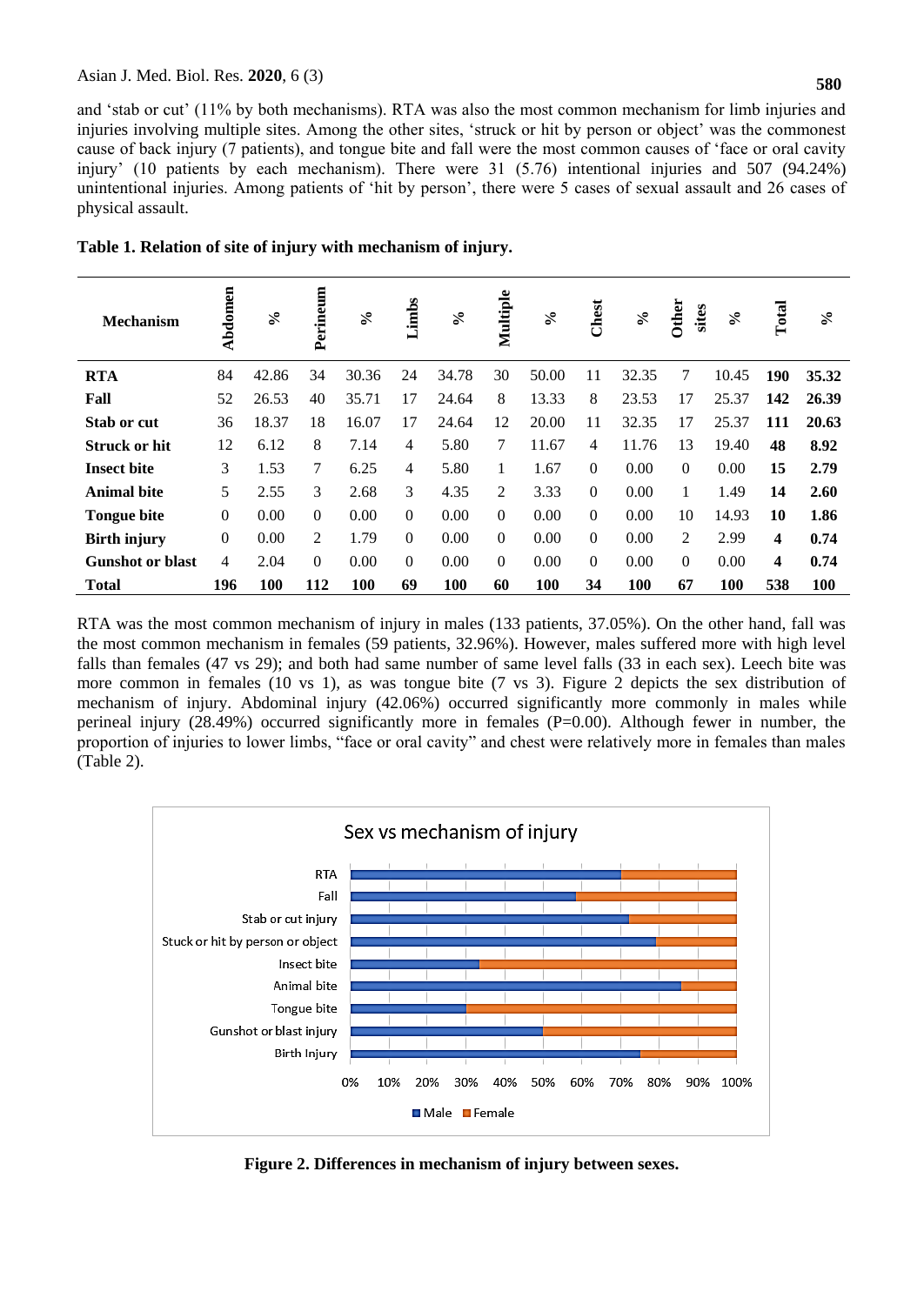and 'stab or cut' (11% by both mechanisms). RTA was also the most common mechanism for limb injuries and injuries involving multiple sites. Among the other sites, 'struck or hit by person or object' was the commonest cause of back injury (7 patients), and tongue bite and fall were the most common causes of 'face or oral cavity injury' (10 patients by each mechanism). There were 31 (5.76) intentional injuries and 507 (94.24%) unintentional injuries. Among patients of 'hit by person', there were 5 cases of sexual assault and 26 cases of physical assault.

**Table 1. Relation of site of injury with mechanism of injury.**

| Mechanism | Abdomen | % | Perineum | % | Limbs | % | Multiple | % | Chest | % | Other sites | % | Total | % |
|---|---|---|---|---|---|---|---|---|---|---|---|---|---|---|
| **RTA** | 84 | 42.86 | 34 | 30.36 | 24 | 34.78 | 30 | 50.00 | 11 | 32.35 | 7 | 10.45 | **190** | **35.32** |
| **Fall** | 52 | 26.53 | 40 | 35.71 | 17 | 24.64 | 8 | 13.33 | 8 | 23.53 | 17 | 25.37 | **142** | **26.39** |
| **Stab or cut** | 36 | 18.37 | 18 | 16.07 | 17 | 24.64 | 12 | 20.00 | 11 | 32.35 | 17 | 25.37 | **111** | **20.63** |
| **Struck or hit** | 12 | 6.12 | 8 | 7.14 | 4 | 5.80 | 7 | 11.67 | 4 | 11.76 | 13 | 19.40 | **48** | **8.92** |
| **Insect bite** | 3 | 1.53 | 7 | 6.25 | 4 | 5.80 | 1 | 1.67 | 0 | 0.00 | 0 | 0.00 | **15** | **2.79** |
| **Animal bite** | 5 | 2.55 | 3 | 2.68 | 3 | 4.35 | 2 | 3.33 | 0 | 0.00 | 1 | 1.49 | **14** | **2.60** |
| **Tongue bite** | 0 | 0.00 | 0 | 0.00 | 0 | 0.00 | 0 | 0.00 | 0 | 0.00 | 10 | 14.93 | **10** | **1.86** |
| **Birth injury** | 0 | 0.00 | 2 | 1.79 | 0 | 0.00 | 0 | 0.00 | 0 | 0.00 | 2 | 2.99 | **4** | **0.74** |
| **Gunshot or blast** | 4 | 2.04 | 0 | 0.00 | 0 | 0.00 | 0 | 0.00 | 0 | 0.00 | 0 | 0.00 | **4** | **0.74** |
| **Total** | **196** | **100** | **112** | **100** | **69** | **100** | **60** | **100** | **34** | **100** | **67** | **100** | **538** | **100** |

RTA was the most common mechanism of injury in males (133 patients, 37.05%). On the other hand, fall was the most common mechanism in females (59 patients, 32.96%). However, males suffered more with high level falls than females (47 vs 29); and both had same number of same level falls (33 in each sex). Leech bite was more common in females (10 vs 1), as was tongue bite (7 vs 3). Figure 2 depicts the sex distribution of mechanism of injury. Abdominal injury (42.06%) occurred significantly more commonly in males while perineal injury (28.49%) occurred significantly more in females (P=0.00). Although fewer in number, the proportion of injuries to lower limbs, "face or oral cavity" and chest were relatively more in females than males (Table 2).

**Figure 2. Differences in mechanism of injury between sexes.**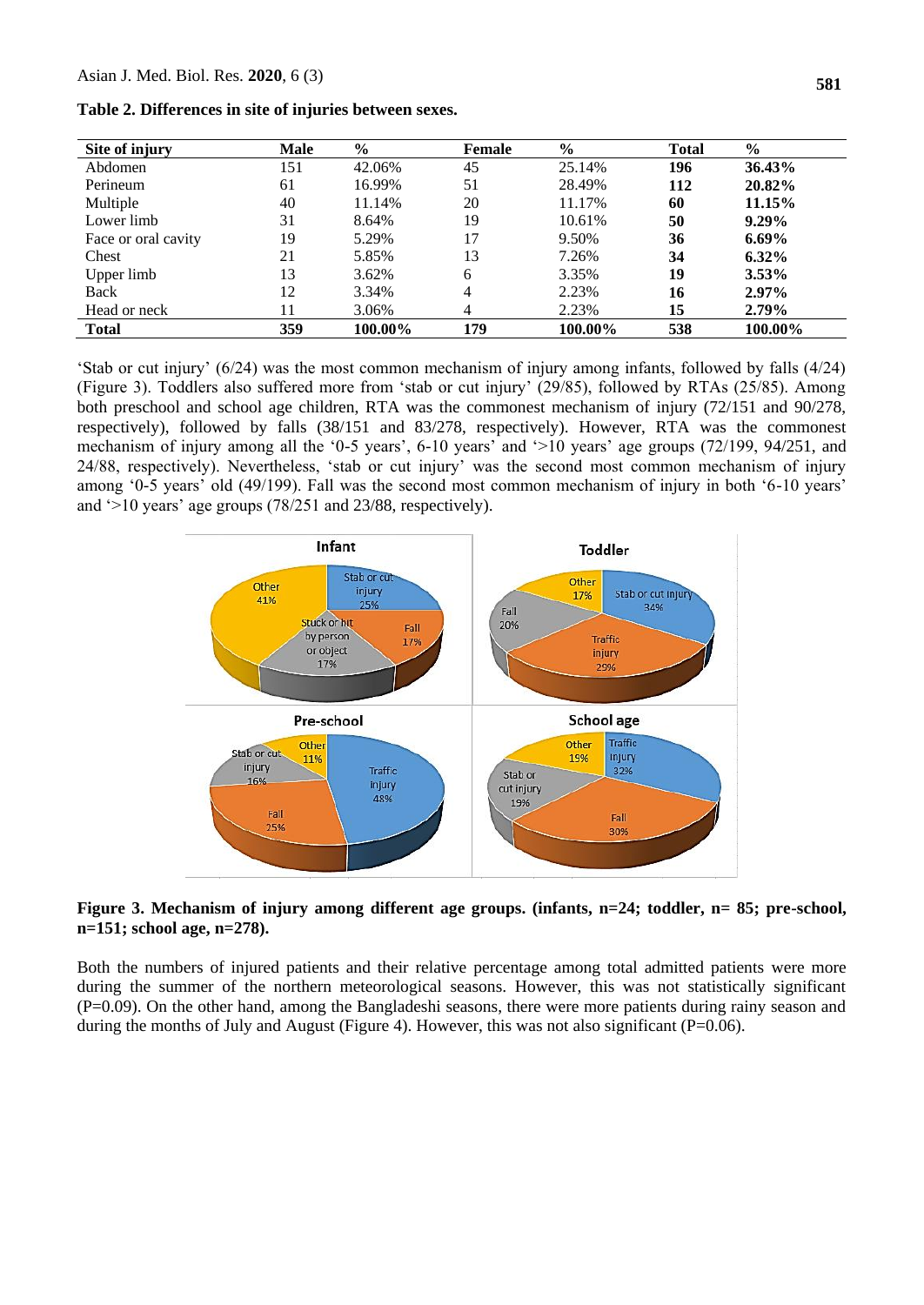**Table 2. Differences in site of injuries between sexes.**

| Site of injury | Male | % | Female | % | Total | % |
|---|---|---|---|---|---|---|
| Abdomen | 151 | 42.06% | 45 | 25.14% | **196** | **36.43%** |
| Perineum | 61 | 16.99% | 51 | 28.49% | **112** | **20.82%** |
| Multiple | 40 | 11.14% | 20 | 11.17% | **60** | **11.15%** |
| Lower limb | 31 | 8.64% | 19 | 10.61% | **50** | **9.29%** |
| Face or oral cavity | 19 | 5.29% | 17 | 9.50% | **36** | **6.69%** |
| Chest | 21 | 5.85% | 13 | 7.26% | **34** | **6.32%** |
| Upper limb | 13 | 3.62% | 6 | 3.35% | **19** | **3.53%** |
| Back | 12 | 3.34% | 4 | 2.23% | **16** | **2.97%** |
| Head or neck | 11 | 3.06% | 4 | 2.23% | **15** | **2.79%** |
| **Total** | **359** | **100.00%** | **179** | **100.00%** | **538** | **100.00%** |

'Stab or cut injury' (6/24) was the most common mechanism of injury among infants, followed by falls (4/24) (Figure 3). Toddlers also suffered more from 'stab or cut injury' (29/85), followed by RTAs (25/85). Among both preschool and school age children, RTA was the commonest mechanism of injury (72/151 and 90/278, respectively), followed by falls (38/151 and 83/278, respectively). However, RTA was the commonest mechanism of injury among all the '0-5 years', 6-10 years' and '>10 years' age groups (72/199, 94/251, and 24/88, respectively). Nevertheless, 'stab or cut injury' was the second most common mechanism of injury among '0-5 years' old (49/199). Fall was the second most common mechanism of injury in both '6-10 years' and '>10 years' age groups (78/251 and 23/88, respectively).

**Figure 3. Mechanism of injury among different age groups. (infants, n=24; toddler, n= 85; pre-school, n=151; school age, n=278).**

Both the numbers of injured patients and their relative percentage among total admitted patients were more during the summer of the northern meteorological seasons. However, this was not statistically significant (P=0.09). On the other hand, among the Bangladeshi seasons, there were more patients during rainy season and during the months of July and August (Figure 4). However, this was not also significant (P=0.06).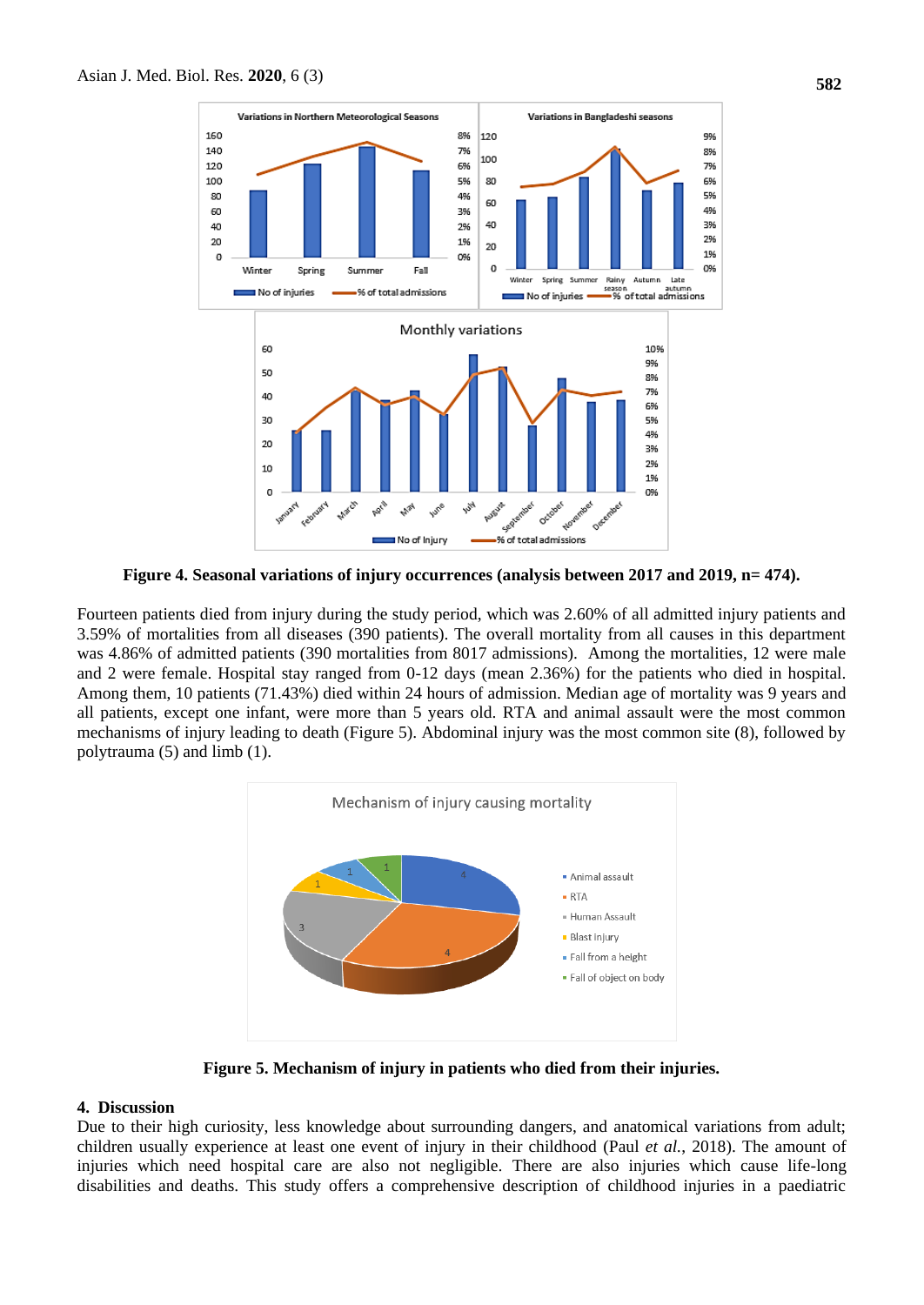**Figure 4. Seasonal variations of injury occurrences (analysis between 2017 and 2019, n= 474).**

Fourteen patients died from injury during the study period, which was 2.60% of all admitted injury patients and 3.59% of mortalities from all diseases (390 patients). The overall mortality from all causes in this department was 4.86% of admitted patients (390 mortalities from 8017 admissions). Among the mortalities, 12 were male and 2 were female. Hospital stay ranged from 0-12 days (mean 2.36%) for the patients who died in hospital. Among them, 10 patients (71.43%) died within 24 hours of admission. Median age of mortality was 9 years and all patients, except one infant, were more than 5 years old. RTA and animal assault were the most common mechanisms of injury leading to death (Figure 5). Abdominal injury was the most common site (8), followed by polytrauma (5) and limb (1).

**Figure 5. Mechanism of injury in patients who died from their injuries.**

## 4. Discussion

Due to their high curiosity, less knowledge about surrounding dangers, and anatomical variations from adult; children usually experience at least one event of injury in their childhood (Paul *et al.*, 2018). The amount of injuries which need hospital care are also not negligible. There are also injuries which cause life-long disabilities and deaths. This study offers a comprehensive description of childhood injuries in a paediatric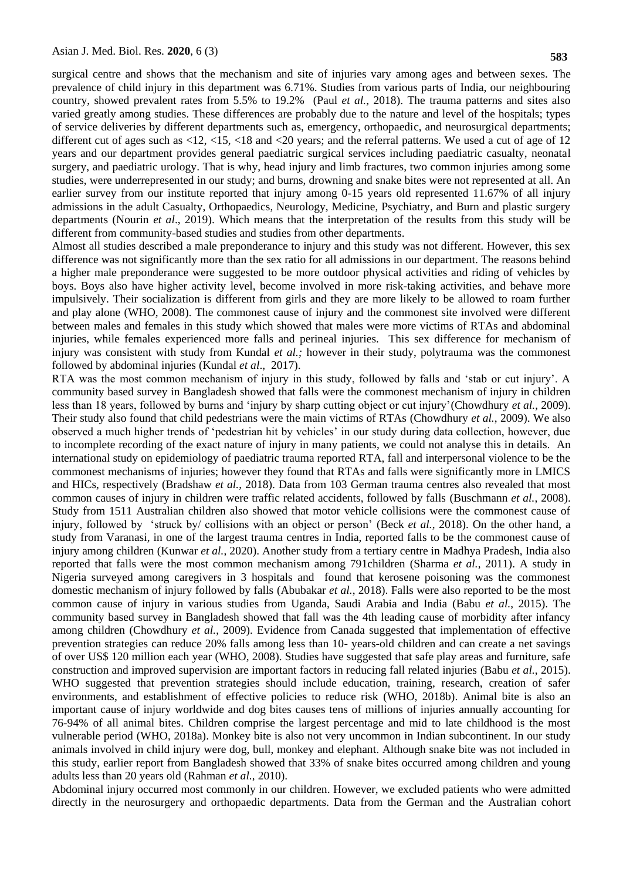surgical centre and shows that the mechanism and site of injuries vary among ages and between sexes. The prevalence of child injury in this department was 6.71%. Studies from various parts of India, our neighbouring country, showed prevalent rates from 5.5% to 19.2% (Paul *et al.*, 2018). The trauma patterns and sites also varied greatly among studies. These differences are probably due to the nature and level of the hospitals; types of service deliveries by different departments such as, emergency, orthopaedic, and neurosurgical departments; different cut of ages such as <12, <15, <18 and <20 years; and the referral patterns. We used a cut of age of 12 years and our department provides general paediatric surgical services including paediatric casualty, neonatal surgery, and paediatric urology. That is why, head injury and limb fractures, two common injuries among some studies, were underrepresented in our study; and burns, drowning and snake bites were not represented at all. An earlier survey from our institute reported that injury among 0-15 years old represented 11.67% of all injury admissions in the adult Casualty, Orthopaedics, Neurology, Medicine, Psychiatry, and Burn and plastic surgery departments (Nourin *et al*., 2019). Which means that the interpretation of the results from this study will be different from community-based studies and studies from other departments.

Almost all studies described a male preponderance to injury and this study was not different. However, this sex difference was not significantly more than the sex ratio for all admissions in our department. The reasons behind a higher male preponderance were suggested to be more outdoor physical activities and riding of vehicles by boys. Boys also have higher activity level, become involved in more risk-taking activities, and behave more impulsively. Their socialization is different from girls and they are more likely to be allowed to roam further and play alone (WHO, 2008). The commonest cause of injury and the commonest site involved were different between males and females in this study which showed that males were more victims of RTAs and abdominal injuries, while females experienced more falls and perineal injuries. This sex difference for mechanism of injury was consistent with study from Kundal *et al.;* however in their study, polytrauma was the commonest followed by abdominal injuries (Kundal *et al*., 2017).

RTA was the most common mechanism of injury in this study, followed by falls and 'stab or cut injury'. A community based survey in Bangladesh showed that falls were the commonest mechanism of injury in children less than 18 years, followed by burns and 'injury by sharp cutting object or cut injury'(Chowdhury *et al.*, 2009). Their study also found that child pedestrians were the main victims of RTAs (Chowdhury *et al.*, 2009). We also observed a much higher trends of 'pedestrian hit by vehicles' in our study during data collection, however, due to incomplete recording of the exact nature of injury in many patients, we could not analyse this in details. An international study on epidemiology of paediatric trauma reported RTA, fall and interpersonal violence to be the commonest mechanisms of injuries; however they found that RTAs and falls were significantly more in LMICS and HICs, respectively (Bradshaw *et al.*, 2018). Data from 103 German trauma centres also revealed that most common causes of injury in children were traffic related accidents, followed by falls (Buschmann *et al.*, 2008). Study from 1511 Australian children also showed that motor vehicle collisions were the commonest cause of injury, followed by 'struck by/ collisions with an object or person' (Beck *et al.*, 2018). On the other hand, a study from Varanasi, in one of the largest trauma centres in India, reported falls to be the commonest cause of injury among children (Kunwar *et al.*, 2020). Another study from a tertiary centre in Madhya Pradesh, India also reported that falls were the most common mechanism among 791children (Sharma *et al.*, 2011). A study in Nigeria surveyed among caregivers in 3 hospitals and found that kerosene poisoning was the commonest domestic mechanism of injury followed by falls (Abubakar *et al.*, 2018). Falls were also reported to be the most common cause of injury in various studies from Uganda, Saudi Arabia and India (Babu *et al.*, 2015). The community based survey in Bangladesh showed that fall was the 4th leading cause of morbidity after infancy among children (Chowdhury *et al.*, 2009). Evidence from Canada suggested that implementation of effective prevention strategies can reduce 20% falls among less than 10- years-old children and can create a net savings of over US$ 120 million each year (WHO, 2008). Studies have suggested that safe play areas and furniture, safe construction and improved supervision are important factors in reducing fall related injuries (Babu *et al.*, 2015). WHO suggested that prevention strategies should include education, training, research, creation of safer environments, and establishment of effective policies to reduce risk (WHO, 2018b). Animal bite is also an important cause of injury worldwide and dog bites causes tens of millions of injuries annually accounting for 76-94% of all animal bites. Children comprise the largest percentage and mid to late childhood is the most vulnerable period (WHO, 2018a). Monkey bite is also not very uncommon in Indian subcontinent. In our study animals involved in child injury were dog, bull, monkey and elephant. Although snake bite was not included in this study, earlier report from Bangladesh showed that 33% of snake bites occurred among children and young adults less than 20 years old (Rahman *et al.*, 2010).

Abdominal injury occurred most commonly in our children. However, we excluded patients who were admitted directly in the neurosurgery and orthopaedic departments. Data from the German and the Australian cohort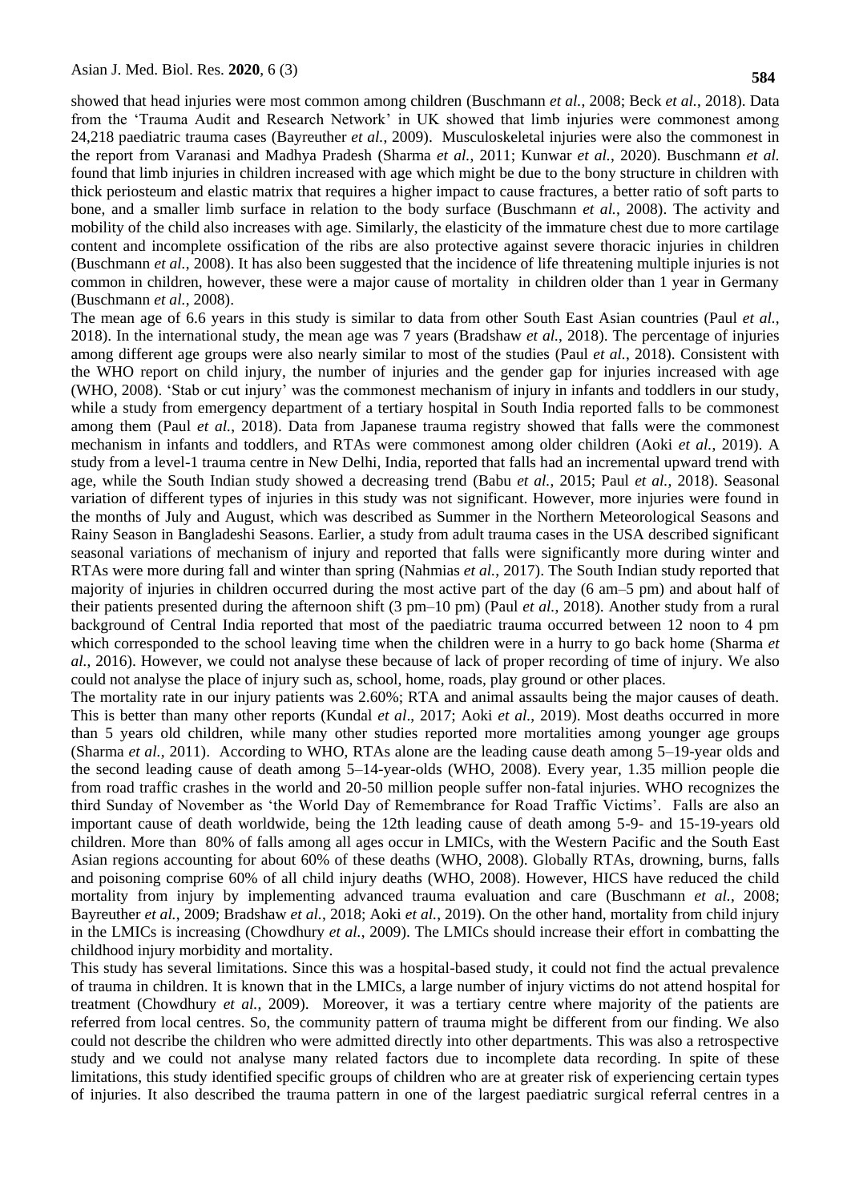showed that head injuries were most common among children (Buschmann *et al.*, 2008; Beck *et al.*, 2018). Data from the 'Trauma Audit and Research Network' in UK showed that limb injuries were commonest among 24,218 paediatric trauma cases (Bayreuther *et al.*, 2009). Musculoskeletal injuries were also the commonest in the report from Varanasi and Madhya Pradesh (Sharma *et al.*, 2011; Kunwar *et al.*, 2020). Buschmann *et al.* found that limb injuries in children increased with age which might be due to the bony structure in children with thick periosteum and elastic matrix that requires a higher impact to cause fractures, a better ratio of soft parts to bone, and a smaller limb surface in relation to the body surface (Buschmann *et al.*, 2008). The activity and mobility of the child also increases with age. Similarly, the elasticity of the immature chest due to more cartilage content and incomplete ossification of the ribs are also protective against severe thoracic injuries in children (Buschmann *et al.*, 2008). It has also been suggested that the incidence of life threatening multiple injuries is not common in children, however, these were a major cause of mortality in children older than 1 year in Germany (Buschmann *et al.*, 2008).

The mean age of 6.6 years in this study is similar to data from other South East Asian countries (Paul *et al.*, 2018). In the international study, the mean age was 7 years (Bradshaw *et al.*, 2018). The percentage of injuries among different age groups were also nearly similar to most of the studies (Paul *et al.*, 2018). Consistent with the WHO report on child injury, the number of injuries and the gender gap for injuries increased with age (WHO, 2008). 'Stab or cut injury' was the commonest mechanism of injury in infants and toddlers in our study, while a study from emergency department of a tertiary hospital in South India reported falls to be commonest among them (Paul *et al.*, 2018). Data from Japanese trauma registry showed that falls were the commonest mechanism in infants and toddlers, and RTAs were commonest among older children (Aoki *et al.*, 2019). A study from a level-1 trauma centre in New Delhi, India, reported that falls had an incremental upward trend with age, while the South Indian study showed a decreasing trend (Babu *et al.*, 2015; Paul *et al.*, 2018). Seasonal variation of different types of injuries in this study was not significant. However, more injuries were found in the months of July and August, which was described as Summer in the Northern Meteorological Seasons and Rainy Season in Bangladeshi Seasons. Earlier, a study from adult trauma cases in the USA described significant seasonal variations of mechanism of injury and reported that falls were significantly more during winter and RTAs were more during fall and winter than spring (Nahmias *et al.*, 2017). The South Indian study reported that majority of injuries in children occurred during the most active part of the day (6 am–5 pm) and about half of their patients presented during the afternoon shift (3 pm–10 pm) (Paul *et al.*, 2018). Another study from a rural background of Central India reported that most of the paediatric trauma occurred between 12 noon to 4 pm which corresponded to the school leaving time when the children were in a hurry to go back home (Sharma *et al.*, 2016). However, we could not analyse these because of lack of proper recording of time of injury. We also could not analyse the place of injury such as, school, home, roads, play ground or other places.

The mortality rate in our injury patients was 2.60%; RTA and animal assaults being the major causes of death. This is better than many other reports (Kundal *et al*., 2017; Aoki *et al.*, 2019). Most deaths occurred in more than 5 years old children, while many other studies reported more mortalities among younger age groups (Sharma *et al.*, 2011). According to WHO, RTAs alone are the leading cause death among 5–19-year olds and the second leading cause of death among 5–14-year-olds (WHO, 2008). Every year, 1.35 million people die from road traffic crashes in the world and 20-50 million people suffer non-fatal injuries. WHO recognizes the third Sunday of November as 'the World Day of Remembrance for Road Traffic Victims'. Falls are also an important cause of death worldwide, being the 12th leading cause of death among 5-9- and 15-19-years old children. More than 80% of falls among all ages occur in LMICs, with the Western Pacific and the South East Asian regions accounting for about 60% of these deaths (WHO, 2008). Globally RTAs, drowning, burns, falls and poisoning comprise 60% of all child injury deaths (WHO, 2008). However, HICS have reduced the child mortality from injury by implementing advanced trauma evaluation and care (Buschmann *et al.*, 2008; Bayreuther *et al.*, 2009; Bradshaw *et al.*, 2018; Aoki *et al.*, 2019). On the other hand, mortality from child injury in the LMICs is increasing (Chowdhury *et al.*, 2009). The LMICs should increase their effort in combatting the childhood injury morbidity and mortality.

This study has several limitations. Since this was a hospital-based study, it could not find the actual prevalence of trauma in children. It is known that in the LMICs, a large number of injury victims do not attend hospital for treatment (Chowdhury *et al.*, 2009). Moreover, it was a tertiary centre where majority of the patients are referred from local centres. So, the community pattern of trauma might be different from our finding. We also could not describe the children who were admitted directly into other departments. This was also a retrospective study and we could not analyse many related factors due to incomplete data recording. In spite of these limitations, this study identified specific groups of children who are at greater risk of experiencing certain types of injuries. It also described the trauma pattern in one of the largest paediatric surgical referral centres in a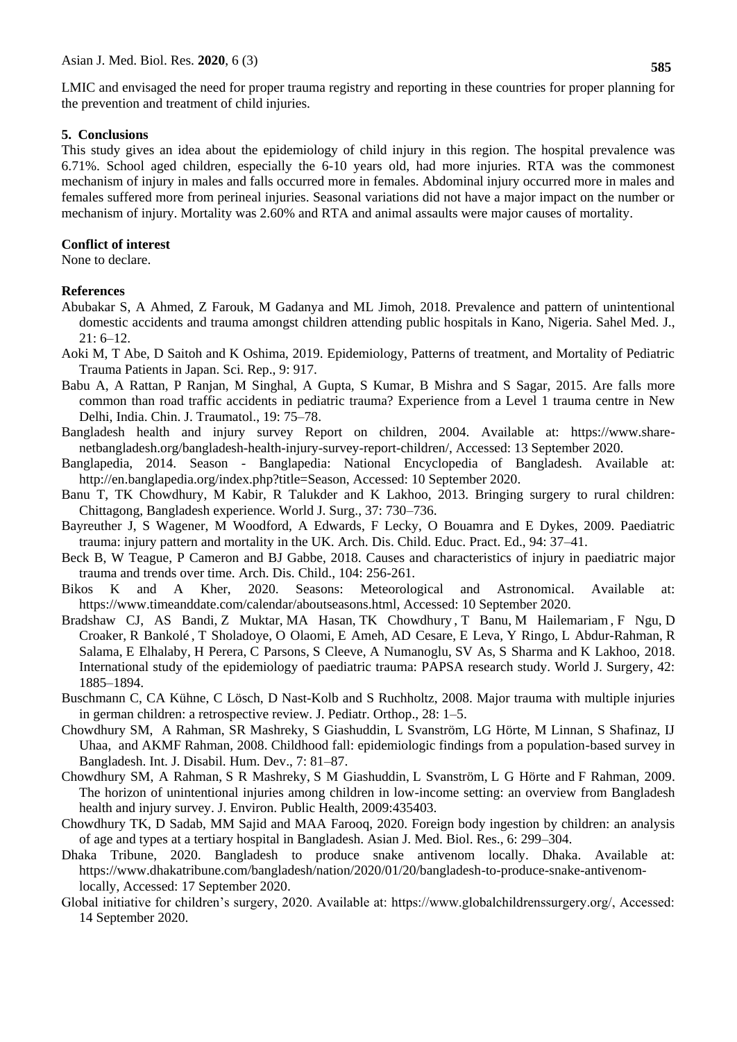LMIC and envisaged the need for proper trauma registry and reporting in these countries for proper planning for the prevention and treatment of child injuries.

## 5. Conclusions

This study gives an idea about the epidemiology of child injury in this region. The hospital prevalence was 6.71%. School aged children, especially the 6-10 years old, had more injuries. RTA was the commonest mechanism of injury in males and falls occurred more in females. Abdominal injury occurred more in males and females suffered more from perineal injuries. Seasonal variations did not have a major impact on the number or mechanism of injury. Mortality was 2.60% and RTA and animal assaults were major causes of mortality.

### Conflict of interest

None to declare.

### References

Abubakar S, A Ahmed, Z Farouk, M Gadanya and ML Jimoh, 2018. Prevalence and pattern of unintentional domestic accidents and trauma amongst children attending public hospitals in Kano, Nigeria. Sahel Med. J., 21: 6–12.

Aoki M, T Abe, D Saitoh and K Oshima, 2019. Epidemiology, Patterns of treatment, and Mortality of Pediatric Trauma Patients in Japan. Sci. Rep., 9: 917.

Babu A, A Rattan, P Ranjan, M Singhal, A Gupta, S Kumar, B Mishra and S Sagar, 2015. Are falls more common than road traffic accidents in pediatric trauma? Experience from a Level 1 trauma centre in New Delhi, India. Chin. J. Traumatol., 19: 75–78.

Bangladesh health and injury survey Report on children, 2004. Available at: https://www.share-netbangladesh.org/bangladesh-health-injury-survey-report-children/, Accessed: 13 September 2020.

Banglapedia, 2014. Season - Banglapedia: National Encyclopedia of Bangladesh. Available at: http://en.banglapedia.org/index.php?title=Season, Accessed: 10 September 2020.

Banu T, TK Chowdhury, M Kabir, R Talukder and K Lakhoo, 2013. Bringing surgery to rural children: Chittagong, Bangladesh experience. World J. Surg., 37: 730–736.

Bayreuther J, S Wagener, M Woodford, A Edwards, F Lecky, O Bouamra and E Dykes, 2009. Paediatric trauma: injury pattern and mortality in the UK. Arch. Dis. Child. Educ. Pract. Ed., 94: 37–41.

Beck B, W Teague, P Cameron and BJ Gabbe, 2018. Causes and characteristics of injury in paediatric major trauma and trends over time. Arch. Dis. Child., 104: 256-261.

Bikos K and A Kher, 2020. Seasons: Meteorological and Astronomical. Available at: https://www.timeanddate.com/calendar/aboutseasons.html, Accessed: 10 September 2020.

Bradshaw CJ, AS Bandi, Z Muktar, MA Hasan, TK Chowdhury, T Banu, M Hailemariam, F Ngu, D Croaker, R Bankolé, T Sholadoye, O Olaomi, E Ameh, AD Cesare, E Leva, Y Ringo, L Abdur-Rahman, R Salama, E Elhalaby, H Perera, C Parsons, S Cleeve, A Numanoglu, SV As, S Sharma and K Lakhoo, 2018. International study of the epidemiology of paediatric trauma: PAPSA research study. World J. Surgery, 42: 1885–1894.

Buschmann C, CA Kühne, C Lösch, D Nast-Kolb and S Ruchholtz, 2008. Major trauma with multiple injuries in german children: a retrospective review. J. Pediatr. Orthop., 28: 1–5.

Chowdhury SM, A Rahman, SR Mashreky, S Giashuddin, L Svanström, LG Hörte, M Linnan, S Shafinaz, IJ Uhaa, and AKMF Rahman, 2008. Childhood fall: epidemiologic findings from a population-based survey in Bangladesh. Int. J. Disabil. Hum. Dev., 7: 81–87.

Chowdhury SM, A Rahman, S R Mashreky, S M Giashuddin, L Svanström, L G Hörte and F Rahman, 2009. The horizon of unintentional injuries among children in low-income setting: an overview from Bangladesh health and injury survey. J. Environ. Public Health, 2009:435403.

Chowdhury TK, D Sadab, MM Sajid and MAA Farooq, 2020. Foreign body ingestion by children: an analysis of age and types at a tertiary hospital in Bangladesh. Asian J. Med. Biol. Res., 6: 299–304.

Dhaka Tribune, 2020. Bangladesh to produce snake antivenom locally. Dhaka. Available at: https://www.dhakatribune.com/bangladesh/nation/2020/01/20/bangladesh-to-produce-snake-antivenom-locally, Accessed: 17 September 2020.

Global initiative for children's surgery, 2020. Available at: https://www.globalchildrenssurgery.org/, Accessed: 14 September 2020.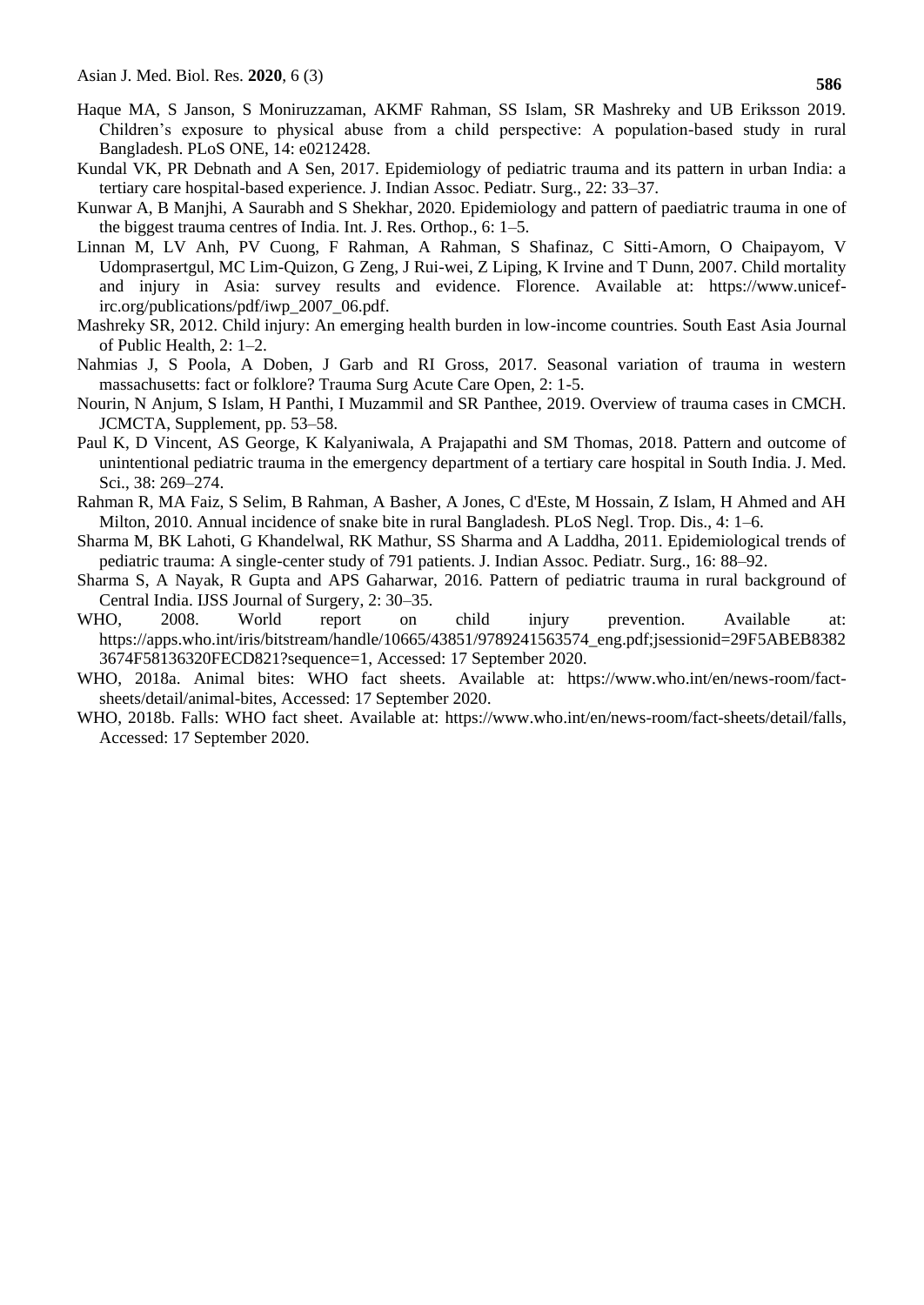Haque MA, S Janson, S Moniruzzaman, AKMF Rahman, SS Islam, SR Mashreky and UB Eriksson 2019. Children's exposure to physical abuse from a child perspective: A population-based study in rural Bangladesh. PLoS ONE, 14: e0212428.

Kundal VK, PR Debnath and A Sen, 2017. Epidemiology of pediatric trauma and its pattern in urban India: a tertiary care hospital-based experience. J. Indian Assoc. Pediatr. Surg., 22: 33–37.

Kunwar A, B Manjhi, A Saurabh and S Shekhar, 2020. Epidemiology and pattern of paediatric trauma in one of the biggest trauma centres of India. Int. J. Res. Orthop., 6: 1–5.

Linnan M, LV Anh, PV Cuong, F Rahman, A Rahman, S Shafinaz, C Sitti-Amorn, O Chaipayom, V Udomprasertgul, MC Lim-Quizon, G Zeng, J Rui-wei, Z Liping, K Irvine and T Dunn, 2007. Child mortality and injury in Asia: survey results and evidence. Florence. Available at: https://www.unicef-irc.org/publications/pdf/iwp_2007_06.pdf.

Mashreky SR, 2012. Child injury: An emerging health burden in low-income countries. South East Asia Journal of Public Health, 2: 1–2.

Nahmias J, S Poola, A Doben, J Garb and RI Gross, 2017. Seasonal variation of trauma in western massachusetts: fact or folklore? Trauma Surg Acute Care Open, 2: 1-5.

Nourin, N Anjum, S Islam, H Panthi, I Muzammil and SR Panthee, 2019. Overview of trauma cases in CMCH. JCMCTA, Supplement, pp. 53–58.

Paul K, D Vincent, AS George, K Kalyaniwala, A Prajapathi and SM Thomas, 2018. Pattern and outcome of unintentional pediatric trauma in the emergency department of a tertiary care hospital in South India. J. Med. Sci., 38: 269–274.

Rahman R, MA Faiz, S Selim, B Rahman, A Basher, A Jones, C d'Este, M Hossain, Z Islam, H Ahmed and AH Milton, 2010. Annual incidence of snake bite in rural Bangladesh. PLoS Negl. Trop. Dis., 4: 1–6.

Sharma M, BK Lahoti, G Khandelwal, RK Mathur, SS Sharma and A Laddha, 2011. Epidemiological trends of pediatric trauma: A single-center study of 791 patients. J. Indian Assoc. Pediatr. Surg., 16: 88–92.

Sharma S, A Nayak, R Gupta and APS Gaharwar, 2016. Pattern of pediatric trauma in rural background of Central India. IJSS Journal of Surgery, 2: 30–35.

WHO, 2008. World report on child injury prevention. Available at: https://apps.who.int/iris/bitstream/handle/10665/43851/9789241563574_eng.pdf;jsessionid=29F5ABEB83823674F58136320FECD821?sequence=1, Accessed: 17 September 2020.

WHO, 2018a. Animal bites: WHO fact sheets. Available at: https://www.who.int/en/news-room/fact-sheets/detail/animal-bites, Accessed: 17 September 2020.

WHO, 2018b. Falls: WHO fact sheet. Available at: https://www.who.int/en/news-room/fact-sheets/detail/falls, Accessed: 17 September 2020.